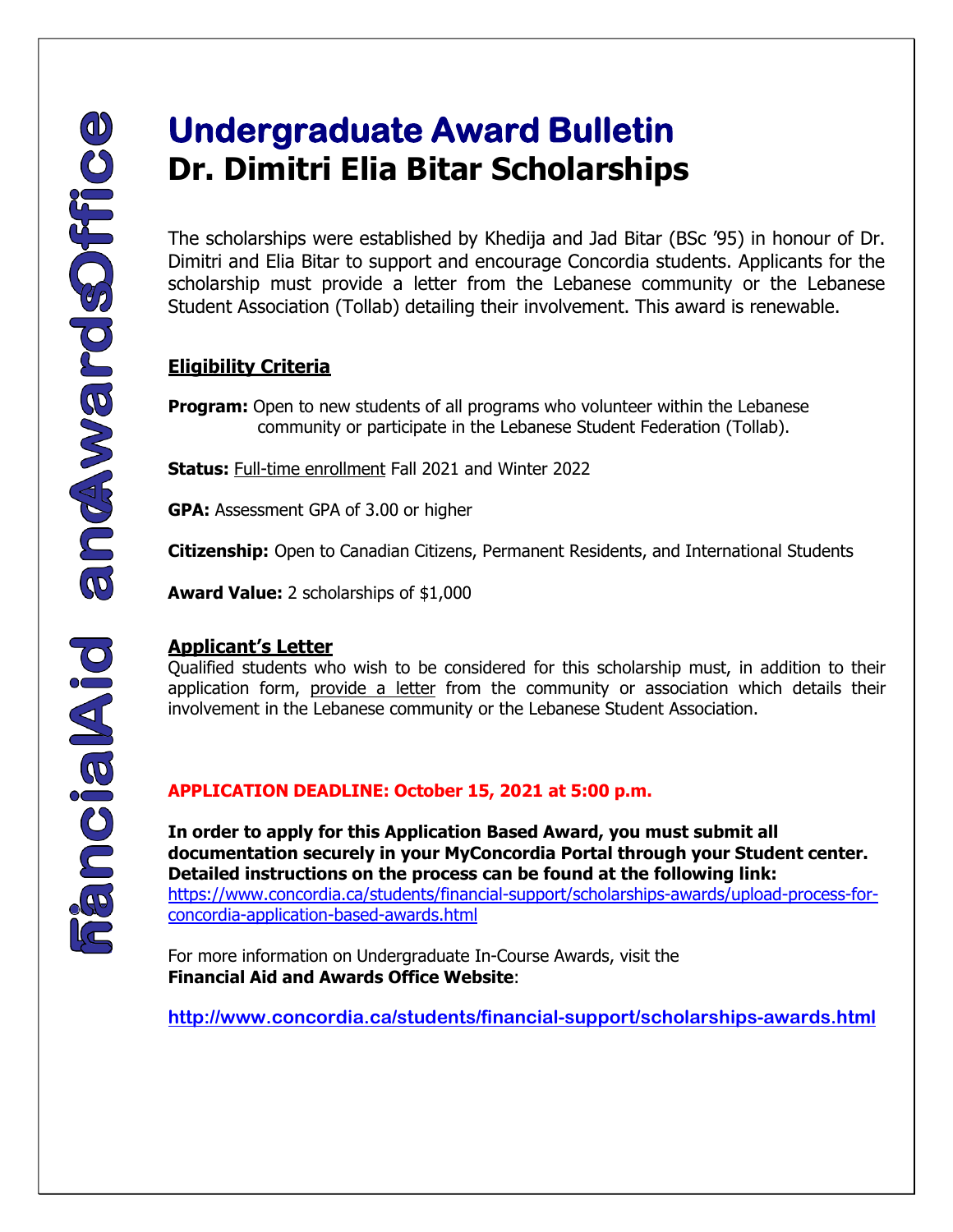# Undergraduate Award Bulletin

# Dr. Dimitri Elia Bitar Scholarships

The scholarships were established by Khedija and Jad Bitar (BSc '95) in honour of Dr. Dimitri and Elia Bitar to support and encourage Concordia students. Applicants for the scholarship must provide a letter from the Lebanese community or the Lebanese Student Association (Tollab) detailing their involvement. This award is renewable.

## Eligibility Criteria

**Program:** Open to new students of all programs who volunteer within the Lebanese community or participate in the Lebanese Student Federation (Tollab).

**Status:** Full-time enrollment Fall 2021 and Winter 2022

**GPA:** Assessment GPA of 3.00 or higher

**Citizenship:** Open to Canadian Citizens, Permanent Residents, and International Students

**Award Value:** 2 scholarships of $1,000

## Applicant's Letter

Qualified students who wish to be considered for this scholarship must, in addition to their application form, provide a letter from the community or association which details their involvement in the Lebanese community or the Lebanese Student Association.

**APPLICATION DEADLINE: October 15, 2021 at 5:00 p.m.**

**In order to apply for this Application Based Award, you must submit all documentation securely in your MyConcordia Portal through your Student center. Detailed instructions on the process can be found at the following link:**
https://www.concordia.ca/students/financial-support/scholarships-awards/upload-process-for-concordia-application-based-awards.html

For more information on Undergraduate In-Course Awards, visit the **Financial Aid and Awards Office Website**:

**http://www.concordia.ca/students/financial-support/scholarships-awards.html**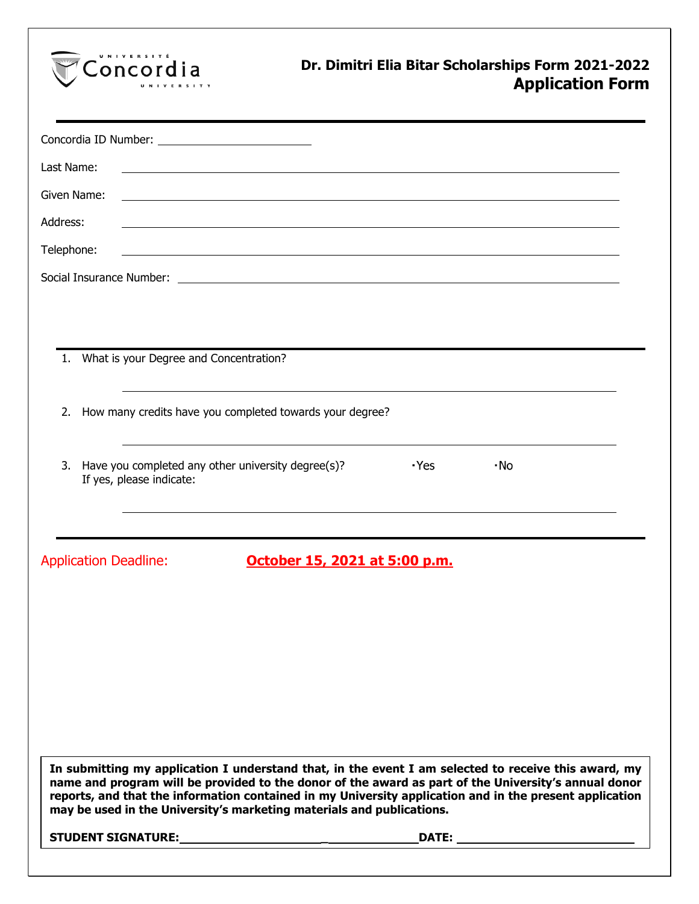Université Concordia University

# Dr. Dimitri Elia Bitar Scholarships Form 2021-2022
## Application Form

Concordia ID Number: ________________________

Last Name: ________________________________________________

Given Name: ________________________________________________

Address: ________________________________________________

Telephone: ________________________________________________

Social Insurance Number: ________________________________________________

1. What is your Degree and Concentration?

   ________________________________________________

2. How many credits have you completed towards your degree?

   ________________________________________________

3. Have you completed any other university degree(s)? ·Yes ·No
   If yes, please indicate:

   ________________________________________________

Application Deadline: **October 15, 2021 at 5:00 p.m.**

**In submitting my application I understand that, in the event I am selected to receive this award, my name and program will be provided to the donor of the award as part of the University's annual donor reports, and that the information contained in my University application and in the present application may be used in the University's marketing materials and publications.**

**STUDENT SIGNATURE:** ______________________________ **DATE:** ____________________